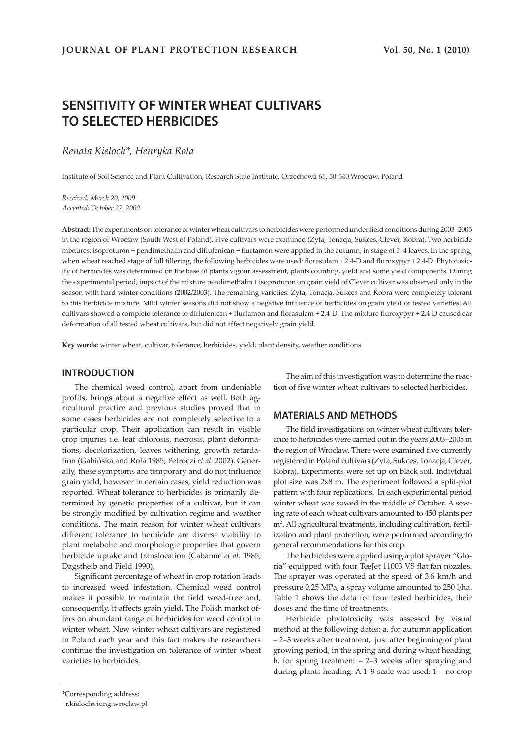# SENSITIVITY OF WINTER WHEAT CULTIVARS TO SELECTED HERBICIDES

*Renata Kieloch\*, Henryka Rola*

Institute of Soil Science and Plant Cultivation, Research State Institute, Orzechowa 61, 50-540 Wrocław, Poland

*Received: March 20, 2009*
*Accepted: October 27, 2009*

**Abstract:** The experiments on tolerance of winter wheat cultivars to herbicides were performed under field conditions during 2003–2005 in the region of Wrocław (South-West of Poland). Five cultivars were examined (Zyta, Tonacja, Sukces, Clever, Kobra). Two herbicide mixtures: isoproturon + pendimethalin and diflufenican + flurtamon were applied in the autumn, in stage of 3–4 leaves. In the spring, when wheat reached stage of full tillering, the following herbicides were used: florasulam + 2.4-D and fluroxypyr + 2.4-D. Phytotoxicity of herbicides was determined on the base of plants vigour assessment, plants counting, yield and some yield components. During the experimental period, impact of the mixture pendimethalin + isoproturon on grain yield of Clever cultivar was observed only in the season with hard winter conditions (2002/2003). The remaining varieties: Zyta, Tonacja, Sukces and Kobra were completely tolerant to this herbicide mixture. Mild winter seasons did not show a negative influence of herbicides on grain yield of tested varieties. All cultivars showed a complete tolerance to diflufenican + flurfamon and florasulam + 2.4-D. The mixture fluroxypyr + 2.4-D caused ear deformation of all tested wheat cultivars, but did not affect negatively grain yield.

**Key words:** winter wheat, cultivar, tolerance, herbicides, yield, plant density, weather conditions

## INTRODUCTION

The chemical weed control, apart from undeniable profits, brings about a negative effect as well. Both agricultural practice and previous studies proved that in some cases herbicides are not completely selective to a particular crop. Their application can result in visible crop injuries i.e. leaf chlorosis, necrosis, plant deformations, decolorization, leaves withering, growth retardation (Gabińska and Rola 1985; Petróczi *et al.* 2002). Generally, these symptoms are temporary and do not influence grain yield, however in certain cases, yield reduction was reported. Wheat tolerance to herbicides is primarily determined by genetic properties of a cultivar, but it can be strongly modified by cultivation regime and weather conditions. The main reason for winter wheat cultivars different tolerance to herbicide are diverse viability to plant metabolic and morphologic properties that govern herbicide uptake and translocation (Cabanne *et al.* 1985; Dagstheib and Field 1990).

Significant percentage of wheat in crop rotation leads to increased weed infestation. Chemical weed control makes it possible to maintain the field weed-free and, consequently, it affects grain yield. The Polish market offers on abundant range of herbicides for weed control in winter wheat. New winter wheat cultivars are registered in Poland each year and this fact makes the researchers continue the investigation on tolerance of winter wheat varieties to herbicides.

The aim of this investigation was to determine the reaction of five winter wheat cultivars to selected herbicides.

## MATERIALS AND METHODS

The field investigations on winter wheat cultivars tolerance to herbicides were carried out in the years 2003–2005 in the region of Wrocław. There were examined five currently registered in Poland cultivars (Zyta, Sukces, Tonacja, Clever, Kobra). Experiments were set up on black soil. Individual plot size was 2x8 m. The experiment followed a split-plot pattern with four replications. In each experimental period winter wheat was sowed in the middle of October. A sowing rate of each wheat cultivars amounted to 450 plants per $m^2$. All agricultural treatments, including cultivation, fertilization and plant protection, were performed according to general recommendations for this crop.

The herbicides were applied using a plot sprayer "Gloria" equipped with four TeeJet 11003 VS flat fan nozzles. The sprayer was operated at the speed of 3.6 km/h and pressure 0,25 MPa, a spray volume amounted to 250 l/ha. Table 1 shows the data for four tested herbicides, their doses and the time of treatments.

Herbicide phytotoxicity was assessed by visual method at the following dates: a. for autumn application – 2–3 weeks after treatment, just after beginning of plant growing period, in the spring and during wheat heading, b. for spring treatment – 2–3 weeks after spraying and during plants heading. A 1–9 scale was used: 1 – no crop

\*Corresponding address:
r.kieloch@iung.wroclaw.pl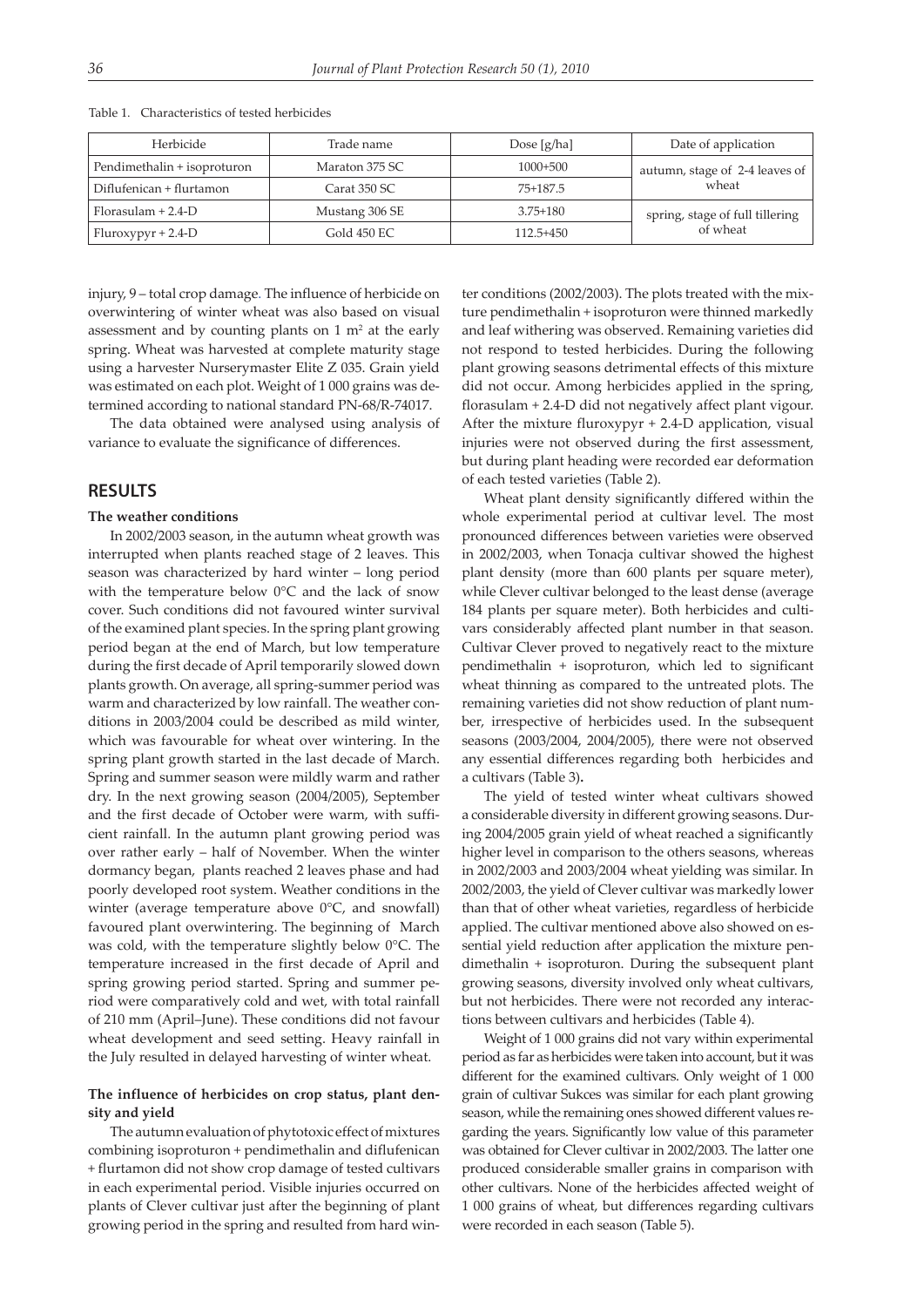Table 1. Characteristics of tested herbicides

| Herbicide | Trade name | Dose [g/ha] | Date of application |
|---|---|---|---|
| Pendimethalin + isoproturon | Maraton 375 SC | 1000+500 | autumn, stage of 2-4 leaves of wheat |
| Diflufenican + flurtamon | Carat 350 SC | 75+187.5 | |
| Florasulam + 2.4-D | Mustang 306 SE | 3.75+180 | spring, stage of full tillering of wheat |
| Fluroxypyr + 2.4-D | Gold 450 EC | 112.5+450 | |

injury, 9 – total crop damage. The influence of herbicide on overwintering of winter wheat was also based on visual assessment and by counting plants on 1 $m^2$ at the early spring. Wheat was harvested at complete maturity stage using a harvester Nurserymaster Elite Z 035. Grain yield was estimated on each plot. Weight of 1 000 grains was determined according to national standard PN-68/R-74017.

The data obtained were analysed using analysis of variance to evaluate the significance of differences.

## RESULTS

### The weather conditions

In 2002/2003 season, in the autumn wheat growth was interrupted when plants reached stage of 2 leaves. This season was characterized by hard winter – long period with the temperature below 0°C and the lack of snow cover. Such conditions did not favoured winter survival of the examined plant species. In the spring plant growing period began at the end of March, but low temperature during the first decade of April temporarily slowed down plants growth. On average, all spring-summer period was warm and characterized by low rainfall. The weather conditions in 2003/2004 could be described as mild winter, which was favourable for wheat over wintering. In the spring plant growth started in the last decade of March. Spring and summer season were mildly warm and rather dry. In the next growing season (2004/2005), September and the first decade of October were warm, with sufficient rainfall. In the autumn plant growing period was over rather early – half of November. When the winter dormancy began, plants reached 2 leaves phase and had poorly developed root system. Weather conditions in the winter (average temperature above 0°C, and snowfall) favoured plant overwintering. The beginning of March was cold, with the temperature slightly below 0°C. The temperature increased in the first decade of April and spring growing period started. Spring and summer period were comparatively cold and wet, with total rainfall of 210 mm (April–June). These conditions did not favour wheat development and seed setting. Heavy rainfall in the July resulted in delayed harvesting of winter wheat.

### The influence of herbicides on crop status, plant density and yield

The autumn evaluation of phytotoxic effect of mixtures combining isoproturon + pendimethalin and diflufenican + flurtamon did not show crop damage of tested cultivars in each experimental period. Visible injuries occurred on plants of Clever cultivar just after the beginning of plant growing period in the spring and resulted from hard winter conditions (2002/2003). The plots treated with the mixture pendimethalin + isoproturon were thinned markedly and leaf withering was observed. Remaining varieties did not respond to tested herbicides. During the following plant growing seasons detrimental effects of this mixture did not occur. Among herbicides applied in the spring, florasulam + 2.4-D did not negatively affect plant vigour. After the mixture fluroxypyr + 2.4-D application, visual injuries were not observed during the first assessment, but during plant heading were recorded ear deformation of each tested varieties (Table 2).

Wheat plant density significantly differed within the whole experimental period at cultivar level. The most pronounced differences between varieties were observed in 2002/2003, when Tonacja cultivar showed the highest plant density (more than 600 plants per square meter), while Clever cultivar belonged to the least dense (average 184 plants per square meter). Both herbicides and cultivars considerably affected plant number in that season. Cultivar Clever proved to negatively react to the mixture pendimethalin + isoproturon, which led to significant wheat thinning as compared to the untreated plots. The remaining varieties did not show reduction of plant number, irrespective of herbicides used. In the subsequent seasons (2003/2004, 2004/2005), there were not observed any essential differences regarding both herbicides and a cultivars (Table 3)**.**

The yield of tested winter wheat cultivars showed a considerable diversity in different growing seasons. During 2004/2005 grain yield of wheat reached a significantly higher level in comparison to the others seasons, whereas in 2002/2003 and 2003/2004 wheat yielding was similar. In 2002/2003, the yield of Clever cultivar was markedly lower than that of other wheat varieties, regardless of herbicide applied. The cultivar mentioned above also showed on essential yield reduction after application the mixture pendimethalin + isoproturon. During the subsequent plant growing seasons, diversity involved only wheat cultivars, but not herbicides. There were not recorded any interactions between cultivars and herbicides (Table 4).

Weight of 1 000 grains did not vary within experimental period as far as herbicides were taken into account, but it was different for the examined cultivars. Only weight of 1 000 grain of cultivar Sukces was similar for each plant growing season, while the remaining ones showed different values regarding the years. Significantly low value of this parameter was obtained for Clever cultivar in 2002/2003. The latter one produced considerable smaller grains in comparison with other cultivars. None of the herbicides affected weight of 1 000 grains of wheat, but differences regarding cultivars were recorded in each season (Table 5).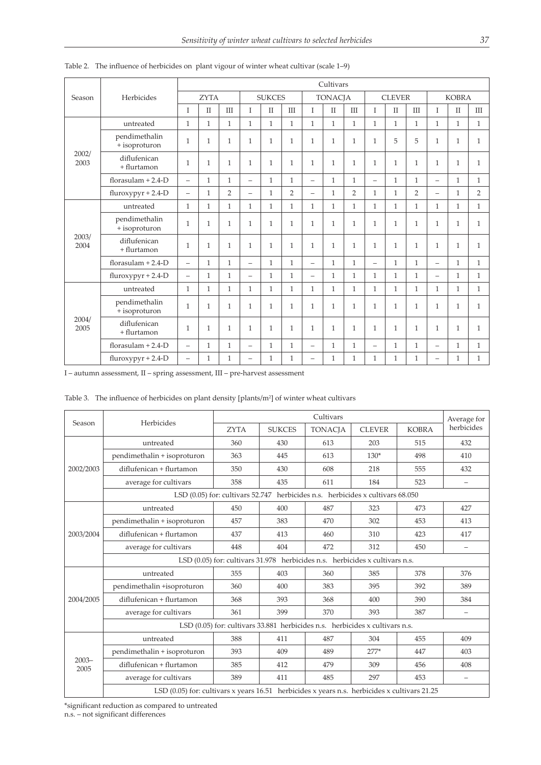Table 2. The influence of herbicides on plant vigour of winter wheat cultivar (scale 1–9)

| Season | Herbicides | Cultivars | | | | | | | | | | | | | | |
|---|---|---|---|---|---|---|---|---|---|---|---|---|---|---|---|---|
| | | ZYTA | | | SUKCES | | | TONACJA | | | CLEVER | | | KOBRA | | |
| | | I | II | III | I | II | III | I | II | III | I | II | III | I | II | III |
| 2002/ 2003 | untreated | 1 | 1 | 1 | 1 | 1 | 1 | 1 | 1 | 1 | 1 | 1 | 1 | 1 | 1 | 1 |
| | pendimethalin + isoproturon | 1 | 1 | 1 | 1 | 1 | 1 | 1 | 1 | 1 | 1 | 5 | 5 | 1 | 1 | 1 |
| | diflufenican + flurtamon | 1 | 1 | 1 | 1 | 1 | 1 | 1 | 1 | 1 | 1 | 1 | 1 | 1 | 1 | 1 |
| | florasulam + 2.4-D | – | 1 | 1 | – | 1 | 1 | – | 1 | 1 | – | 1 | 1 | – | 1 | 1 |
| | fluroxypyr + 2.4-D | – | 1 | 2 | – | 1 | 2 | – | 1 | 2 | 1 | 1 | 2 | – | 1 | 2 |
| 2003/ 2004 | untreated | 1 | 1 | 1 | 1 | 1 | 1 | 1 | 1 | 1 | 1 | 1 | 1 | 1 | 1 | 1 |
| | pendimethalin + isoproturon | 1 | 1 | 1 | 1 | 1 | 1 | 1 | 1 | 1 | 1 | 1 | 1 | 1 | 1 | 1 |
| | diflufenican + flurtamon | 1 | 1 | 1 | 1 | 1 | 1 | 1 | 1 | 1 | 1 | 1 | 1 | 1 | 1 | 1 |
| | florasulam + 2.4-D | – | 1 | 1 | – | 1 | 1 | – | 1 | 1 | – | 1 | 1 | – | 1 | 1 |
| | fluroxypyr + 2.4-D | – | 1 | 1 | – | 1 | 1 | – | 1 | 1 | 1 | 1 | 1 | – | 1 | 1 |
| 2004/ 2005 | untreated | 1 | 1 | 1 | 1 | 1 | 1 | 1 | 1 | 1 | 1 | 1 | 1 | 1 | 1 | 1 |
| | pendimethalin + isoproturon | 1 | 1 | 1 | 1 | 1 | 1 | 1 | 1 | 1 | 1 | 1 | 1 | 1 | 1 | 1 |
| | diflufenican + flurtamon | 1 | 1 | 1 | 1 | 1 | 1 | 1 | 1 | 1 | 1 | 1 | 1 | 1 | 1 | 1 |
| | florasulam + 2.4-D | – | 1 | 1 | – | 1 | 1 | – | 1 | 1 | – | 1 | 1 | – | 1 | 1 |
| | fluroxypyr + 2.4-D | – | 1 | 1 | – | 1 | 1 | – | 1 | 1 | 1 | 1 | 1 | – | 1 | 1 |

I – autumn assessment, II – spring assessment, III – pre-harvest assessment

Table 3. The influence of herbicides on plant density [plants/m²] of winter wheat cultivars

| Season | Herbicides | Cultivars | | | | | Average for herbicides |
|---|---|---|---|---|---|---|---|
| | | ZYTA | SUKCES | TONACJA | CLEVER | KOBRA | |
| 2002/2003 | untreated | 360 | 430 | 613 | 203 | 515 | 432 |
| | pendimethalin + isoproturon | 363 | 445 | 613 | 130* | 498 | 410 |
| | diflufenican + flurtamon | 350 | 430 | 608 | 218 | 555 | 432 |
| | average for cultivars | 358 | 435 | 611 | 184 | 523 | – |
| | LSD (0.05) for: cultivars 52.747 herbicides n.s. herbicides x cultivars 68.050 | | | | | | |
| 2003/2004 | untreated | 450 | 400 | 487 | 323 | 473 | 427 |
| | pendimethalin + isoproturon | 457 | 383 | 470 | 302 | 453 | 413 |
| | diflufenican + flurtamon | 437 | 413 | 460 | 310 | 423 | 417 |
| | average for cultivars | 448 | 404 | 472 | 312 | 450 | – |
| | LSD (0.05) for: cultivars 31.978 herbicides n.s. herbicides x cultivars n.s. | | | | | | |
| 2004/2005 | untreated | 355 | 403 | 360 | 385 | 378 | 376 |
| | pendimethalin +isoproturon | 360 | 400 | 383 | 395 | 392 | 389 |
| | diflufenican + flurtamon | 368 | 393 | 368 | 400 | 390 | 384 |
| | average for cultivars | 361 | 399 | 370 | 393 | 387 | – |
| | LSD (0.05) for: cultivars 33.881 herbicides n.s. herbicides x cultivars n.s. | | | | | | |
| 2003–2005 | untreated | 388 | 411 | 487 | 304 | 455 | 409 |
| | pendimethalin + isoproturon | 393 | 409 | 489 | 277* | 447 | 403 |
| | diflufenican + flurtamon | 385 | 412 | 479 | 309 | 456 | 408 |
| | average for cultivars | 389 | 411 | 485 | 297 | 453 | – |
| | LSD (0.05) for: cultivars x years 16.51 herbicides x years n.s. herbicides x cultivars 21.25 | | | | | | |

*significant reduction as compared to untreated
n.s. – not significant differences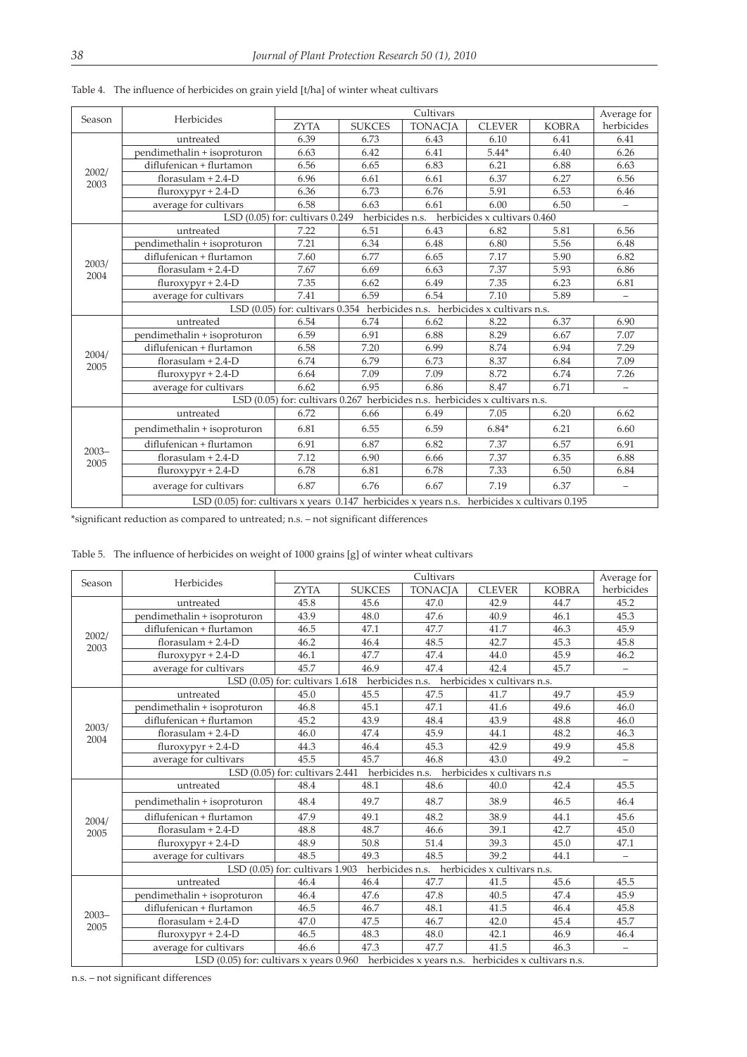Table 4. The influence of herbicides on grain yield [t/ha] of winter wheat cultivars

| Season | Herbicides | Cultivars | | | | | Average for herbicides |
|---|---|---|---|---|---|---|---|
| | | ZYTA | SUKCES | TONACJA | CLEVER | KOBRA | |
| 2002/ 2003 | untreated | 6.39 | 6.73 | 6.43 | 6.10 | 6.41 | 6.41 |
| | pendimethalin + isoproturon | 6.63 | 6.42 | 6.41 | 5.44* | 6.40 | 6.26 |
| | diflufenican + flurtamon | 6.56 | 6.65 | 6.83 | 6.21 | 6.88 | 6.63 |
| | florasulam + 2.4-D | 6.96 | 6.61 | 6.61 | 6.37 | 6.27 | 6.56 |
| | fluroxypyr + 2.4-D | 6.36 | 6.73 | 6.76 | 5.91 | 6.53 | 6.46 |
| | average for cultivars | 6.58 | 6.63 | 6.61 | 6.00 | 6.50 | – |
| | LSD (0.05) for: cultivars 0.249 herbicides n.s. herbicides x cultivars 0.460 | | | | | | |
| 2003/ 2004 | untreated | 7.22 | 6.51 | 6.43 | 6.82 | 5.81 | 6.56 |
| | pendimethalin + isoproturon | 7.21 | 6.34 | 6.48 | 6.80 | 5.56 | 6.48 |
| | diflufenican + flurtamon | 7.60 | 6.77 | 6.65 | 7.17 | 5.90 | 6.82 |
| | florasulam + 2.4-D | 7.67 | 6.69 | 6.63 | 7.37 | 5.93 | 6.86 |
| | fluroxypyr + 2.4-D | 7.35 | 6.62 | 6.49 | 7.35 | 6.23 | 6.81 |
| | average for cultivars | 7.41 | 6.59 | 6.54 | 7.10 | 5.89 | – |
| | LSD (0.05) for: cultivars 0.354 herbicides n.s. herbicides x cultivars n.s. | | | | | | |
| 2004/ 2005 | untreated | 6.54 | 6.74 | 6.62 | 8.22 | 6.37 | 6.90 |
| | pendimethalin + isoproturon | 6.59 | 6.91 | 6.88 | 8.29 | 6.67 | 7.07 |
| | diflufenican + flurtamon | 6.58 | 7.20 | 6.99 | 8.74 | 6.94 | 7.29 |
| | florasulam + 2.4-D | 6.74 | 6.79 | 6.73 | 8.37 | 6.84 | 7.09 |
| | fluroxypyr + 2.4-D | 6.64 | 7.09 | 7.09 | 8.72 | 6.74 | 7.26 |
| | average for cultivars | 6.62 | 6.95 | 6.86 | 8.47 | 6.71 | – |
| | LSD (0.05) for: cultivars 0.267 herbicides n.s. herbicides x cultivars n.s. | | | | | | |
| 2003–2005 | untreated | 6.72 | 6.66 | 6.49 | 7.05 | 6.20 | 6.62 |
| | pendimethalin + isoproturon | 6.81 | 6.55 | 6.59 | 6.84* | 6.21 | 6.60 |
| | diflufenican + flurtamon | 6.91 | 6.87 | 6.82 | 7.37 | 6.57 | 6.91 |
| | florasulam + 2.4-D | 7.12 | 6.90 | 6.66 | 7.37 | 6.35 | 6.88 |
| | fluroxypyr + 2.4-D | 6.78 | 6.81 | 6.78 | 7.33 | 6.50 | 6.84 |
| | average for cultivars | 6.87 | 6.76 | 6.67 | 7.19 | 6.37 | – |
| | LSD (0.05) for: cultivars x years 0.147 herbicides x years n.s. herbicides x cultivars 0.195 | | | | | | |

*significant reduction as compared to untreated; n.s. – not significant differences

Table 5. The influence of herbicides on weight of 1000 grains [g] of winter wheat cultivars

| Season | Herbicides | Cultivars | | | | | Average for herbicides |
|---|---|---|---|---|---|---|---|
| | | ZYTA | SUKCES | TONACJA | CLEVER | KOBRA | |
| 2002/ 2003 | untreated | 45.8 | 45.6 | 47.0 | 42.9 | 44.7 | 45.2 |
| | pendimethalin + isoproturon | 43.9 | 48.0 | 47.6 | 40.9 | 46.1 | 45.3 |
| | diflufenican + flurtamon | 46.5 | 47.1 | 47.7 | 41.7 | 46.3 | 45.9 |
| | florasulam + 2.4-D | 46.2 | 46.4 | 48.5 | 42.7 | 45.3 | 45.8 |
| | fluroxypyr + 2.4-D | 46.1 | 47.7 | 47.4 | 44.0 | 45.9 | 46.2 |
| | average for cultivars | 45.7 | 46.9 | 47.4 | 42.4 | 45.7 | – |
| | LSD (0.05) for: cultivars 1.618 herbicides n.s. herbicides x cultivars n.s. | | | | | | |
| 2003/ 2004 | untreated | 45.0 | 45.5 | 47.5 | 41.7 | 49.7 | 45.9 |
| | pendimethalin + isoproturon | 46.8 | 45.1 | 47.1 | 41.6 | 49.6 | 46.0 |
| | diflufenican + flurtamon | 45.2 | 43.9 | 48.4 | 43.9 | 48.8 | 46.0 |
| | florasulam + 2.4-D | 46.0 | 47.4 | 45.9 | 44.1 | 48.2 | 46.3 |
| | fluroxypyr + 2.4-D | 44.3 | 46.4 | 45.3 | 42.9 | 49.9 | 45.8 |
| | average for cultivars | 45.5 | 45.7 | 46.8 | 43.0 | 49.2 | – |
| | LSD (0.05) for: cultivars 2.441 herbicides n.s. herbicides x cultivars n.s | | | | | | |
| 2004/ 2005 | untreated | 48.4 | 48.1 | 48.6 | 40.0 | 42.4 | 45.5 |
| | pendimethalin + isoproturon | 48.4 | 49.7 | 48.7 | 38.9 | 46.5 | 46.4 |
| | diflufenican + flurtamon | 47.9 | 49.1 | 48.2 | 38.9 | 44.1 | 45.6 |
| | florasulam + 2.4-D | 48.8 | 48.7 | 46.6 | 39.1 | 42.7 | 45.0 |
| | fluroxypyr + 2.4-D | 48.9 | 50.8 | 51.4 | 39.3 | 45.0 | 47.1 |
| | average for cultivars | 48.5 | 49.3 | 48.5 | 39.2 | 44.1 | – |
| | LSD (0.05) for: cultivars 1.903 herbicides n.s. herbicides x cultivars n.s. | | | | | | |
| 2003–2005 | untreated | 46.4 | 46.4 | 47.7 | 41.5 | 45.6 | 45.5 |
| | pendimethalin + isoproturon | 46.4 | 47.6 | 47.8 | 40.5 | 47.4 | 45.9 |
| | diflufenican + flurtamon | 46.5 | 46.7 | 48.1 | 41.5 | 46.4 | 45.8 |
| | florasulam + 2.4-D | 47.0 | 47.5 | 46.7 | 42.0 | 45.4 | 45.7 |
| | fluroxypyr + 2.4-D | 46.5 | 48.3 | 48.0 | 42.1 | 46.9 | 46.4 |
| | average for cultivars | 46.6 | 47.3 | 47.7 | 41.5 | 46.3 | – |
| | LSD (0.05) for: cultivars x years 0.960 herbicides x years n.s. herbicides x cultivars n.s. | | | | | | |

n.s. – not significant differences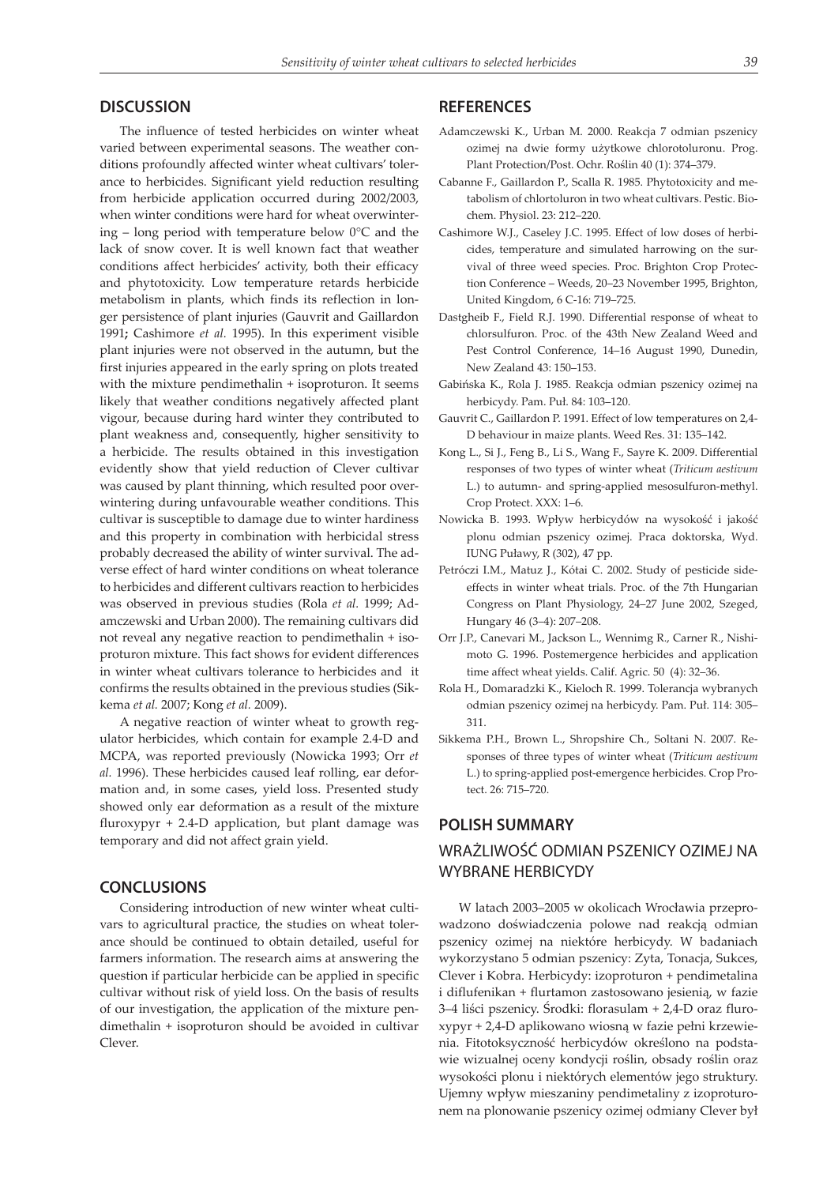## DISCUSSION

The influence of tested herbicides on winter wheat varied between experimental seasons. The weather conditions profoundly affected winter wheat cultivars' tolerance to herbicides. Significant yield reduction resulting from herbicide application occurred during 2002/2003, when winter conditions were hard for wheat overwintering – long period with temperature below 0°C and the lack of snow cover. It is well known fact that weather conditions affect herbicides' activity, both their efficacy and phytotoxicity. Low temperature retards herbicide metabolism in plants, which finds its reflection in longer persistence of plant injuries (Gauvrit and Gaillardon 1991**;** Cashimore *et al.* 1995). In this experiment visible plant injuries were not observed in the autumn, but the first injuries appeared in the early spring on plots treated with the mixture pendimethalin + isoproturon. It seems likely that weather conditions negatively affected plant vigour, because during hard winter they contributed to plant weakness and, consequently, higher sensitivity to a herbicide. The results obtained in this investigation evidently show that yield reduction of Clever cultivar was caused by plant thinning, which resulted poor overwintering during unfavourable weather conditions. This cultivar is susceptible to damage due to winter hardiness and this property in combination with herbicidal stress probably decreased the ability of winter survival. The adverse effect of hard winter conditions on wheat tolerance to herbicides and different cultivars reaction to herbicides was observed in previous studies (Rola *et al.* 1999; Adamczewski and Urban 2000). The remaining cultivars did not reveal any negative reaction to pendimethalin + isoproturon mixture. This fact shows for evident differences in winter wheat cultivars tolerance to herbicides and it confirms the results obtained in the previous studies (Sikkema *et al.* 2007; Kong *et al.* 2009).

A negative reaction of winter wheat to growth regulator herbicides, which contain for example 2.4-D and MCPA, was reported previously (Nowicka 1993; Orr *et al.* 1996). These herbicides caused leaf rolling, ear deformation and, in some cases, yield loss. Presented study showed only ear deformation as a result of the mixture fluroxypyr + 2.4-D application, but plant damage was temporary and did not affect grain yield.

## CONCLUSIONS

Considering introduction of new winter wheat cultivars to agricultural practice, the studies on wheat tolerance should be continued to obtain detailed, useful for farmers information. The research aims at answering the question if particular herbicide can be applied in specific cultivar without risk of yield loss. On the basis of results of our investigation, the application of the mixture pendimethalin + isoproturon should be avoided in cultivar Clever.

## REFERENCES

Adamczewski K., Urban M. 2000. Reakcja 7 odmian pszenicy ozimej na dwie formy użytkowe chlorotoluronu. Prog. Plant Protection/Post. Ochr. Roślin 40 (1): 374–379.

Cabanne F., Gaillardon P., Scalla R. 1985. Phytotoxicity and metabolism of chlortoluron in two wheat cultivars. Pestic. Biochem. Physiol. 23: 212–220.

Cashimore W.J., Caseley J.C. 1995. Effect of low doses of herbicides, temperature and simulated harrowing on the survival of three weed species. Proc. Brighton Crop Protection Conference – Weeds, 20–23 November 1995, Brighton, United Kingdom, 6 C-16: 719–725.

Dastgheib F., Field R.J. 1990. Differential response of wheat to chlorsulfuron. Proc. of the 43th New Zealand Weed and Pest Control Conference, 14–16 August 1990, Dunedin, New Zealand 43: 150–153.

Gabińska K., Rola J. 1985. Reakcja odmian pszenicy ozimej na herbicydy. Pam. Puł. 84: 103–120.

Gauvrit C., Gaillardon P. 1991. Effect of low temperatures on 2,4-D behaviour in maize plants. Weed Res. 31: 135–142.

Kong L., Si J., Feng B., Li S., Wang F., Sayre K. 2009. Differential responses of two types of winter wheat (*Triticum aestivum* L.) to autumn- and spring-applied mesosulfuron-methyl. Crop Protect. XXX: 1–6.

Nowicka B. 1993. Wpływ herbicydów na wysokość i jakość plonu odmian pszenicy ozimej. Praca doktorska, Wyd. IUNG Puławy, R (302), 47 pp.

Petróczi I.M., Matuz J., Kótai C. 2002. Study of pesticide side-effects in winter wheat trials. Proc. of the 7th Hungarian Congress on Plant Physiology, 24–27 June 2002, Szeged, Hungary 46 (3–4): 207–208.

Orr J.P., Canevari M., Jackson L., Wennimg R., Carner R., Nishimoto G. 1996. Postemergence herbicides and application time affect wheat yields. Calif. Agric. 50 (4): 32–36.

Rola H., Domaradzki K., Kieloch R. 1999. Tolerancja wybranych odmian pszenicy ozimej na herbicydy. Pam. Puł. 114: 305–311.

Sikkema P.H., Brown L., Shropshire Ch., Soltani N. 2007. Responses of three types of winter wheat (*Triticum aestivum* L.) to spring-applied post-emergence herbicides. Crop Protect. 26: 715–720.

## POLISH SUMMARY

## WRAŻLIWOŚĆ ODMIAN PSZENICY OZIMEJ NA WYBRANE HERBICYDY

W latach 2003–2005 w okolicach Wrocławia przeprowadzono doświadczenia polowe nad reakcją odmian pszenicy ozimej na niektóre herbicydy. W badaniach wykorzystano 5 odmian pszenicy: Zyta, Tonacja, Sukces, Clever i Kobra. Herbicydy: izoproturon + pendimetalina i diflufenikan + flurtamon zastosowano jesienią, w fazie 3–4 liści pszenicy. Środki: florasulam + 2,4-D oraz fluroxypyr + 2,4-D aplikowano wiosną w fazie pełni krzewienia. Fitotoksyczność herbicydów określono na podstawie wizualnej oceny kondycji roślin, obsady roślin oraz wysokości plonu i niektórych elementów jego struktury. Ujemny wpływ mieszaniny pendimetaliny z izoproturonem na plonowanie pszenicy ozimej odmiany Clever był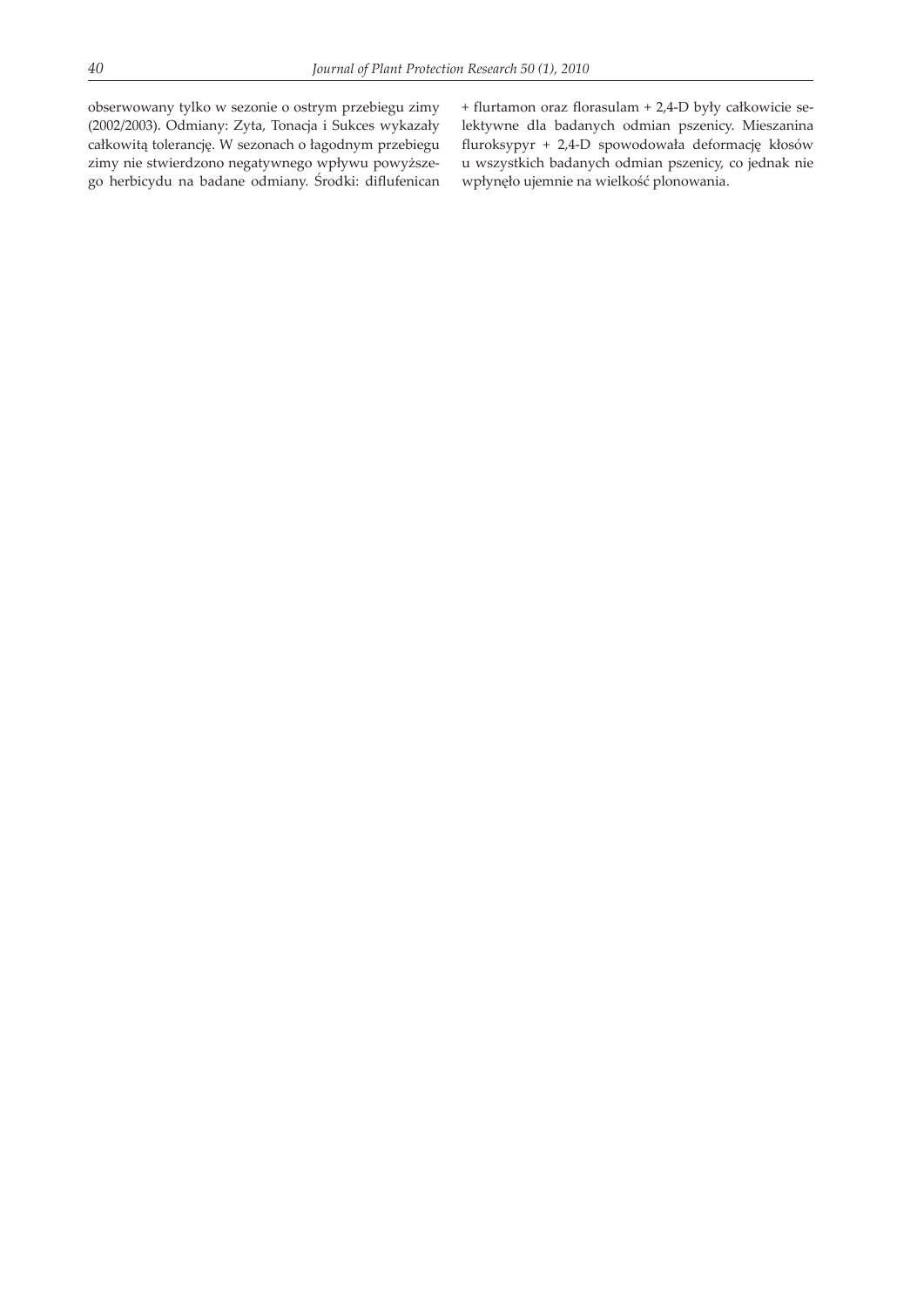obserwowany tylko w sezonie o ostrym przebiegu zimy (2002/2003). Odmiany: Zyta, Tonacja i Sukces wykazały całkowitą tolerancję. W sezonach o łagodnym przebiegu zimy nie stwierdzono negatywnego wpływu powyższego herbicydu na badane odmiany. Środki: diflufenican + flurtamon oraz florasulam + 2,4-D były całkowicie selektywne dla badanych odmian pszenicy. Mieszanina fluroksypyr + 2,4-D spowodowała deformację kłosów u wszystkich badanych odmian pszenicy, co jednak nie wpłynęło ujemnie na wielkość plonowania.